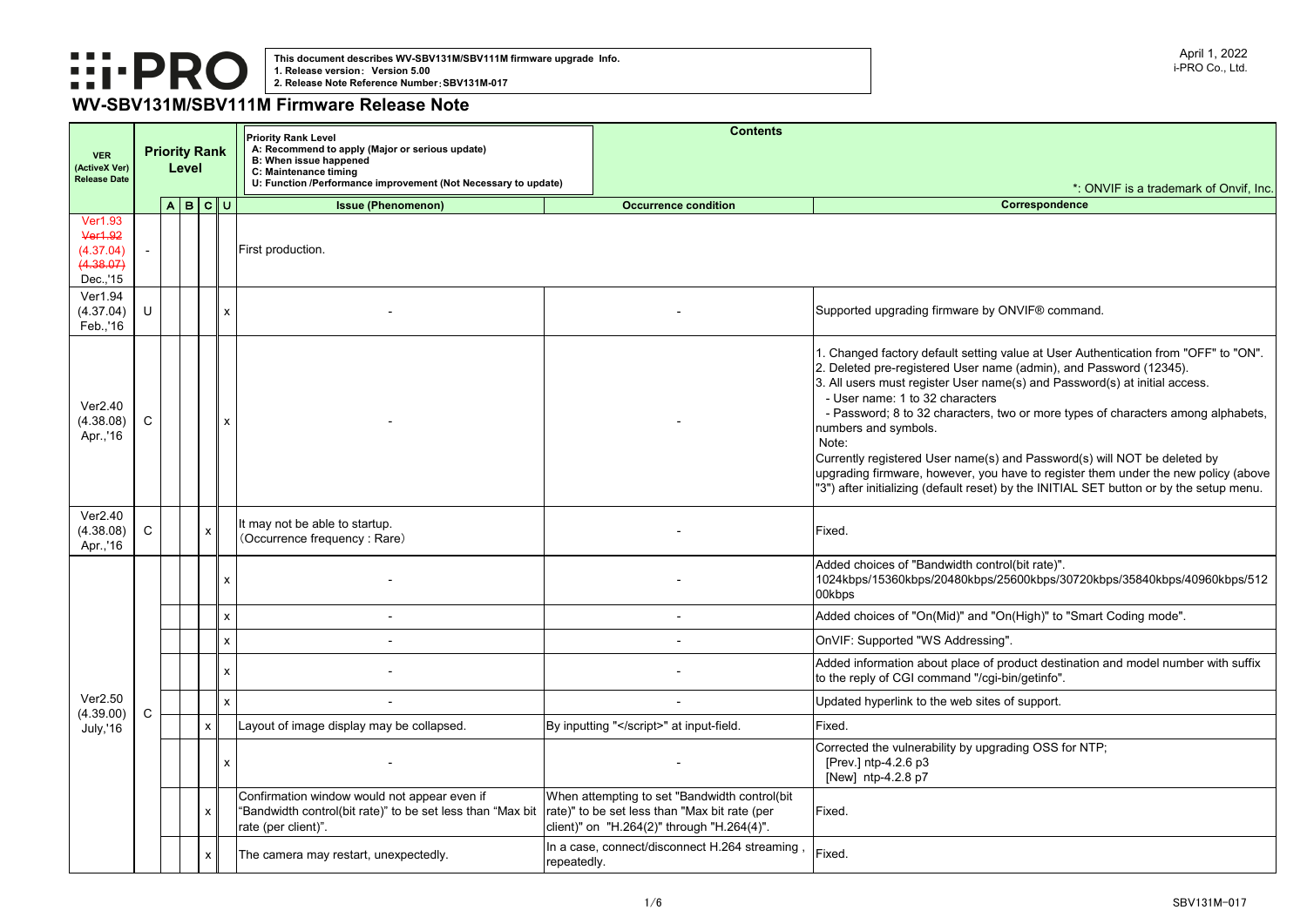**This document describes WV-SBV131M/SBV111M firmware upgrade Info.**
**1. Release version: Version 5.00**
**2. Release Note Reference Number: SBV131M-017**

April 1, 2022
i-PRO Co., Ltd.

# WV-SBV131M/SBV111M Firmware Release Note

**Priority Rank Level**
**A: Recommend to apply (Major or serious update)**
**B: When issue happened**
**C: Maintenance timing**
**U: Function /Performance improvement (Not Necessary to update)**

*: ONVIF is a trademark of Onvif, Inc.

| VER (ActiveX Ver) Release Date | Priority Rank Level | A | B | C | U | Issue (Phenomenon) | Occurrence condition | Correspondence |
|---|---|---|---|---|---|---|---|---|
| Ver1.93 ~~Ver1.92~~ (4.37.04) ~~(4.38.07)~~ Dec.,'15 | - | | | | | First production. | | |
| Ver1.94 (4.37.04) Feb.,'16 | U | | | | x | - | - | Supported upgrading firmware by ONVIF® command. |
| Ver2.40 (4.38.08) Apr.,'16 | C | | | | x | - | - | 1. Changed factory default setting value at User Authentication from "OFF" to "ON".<br>2. Deleted pre-registered User name (admin), and Password (12345).<br>3. All users must register User name(s) and Password(s) at initial access.<br>- User name: 1 to 32 characters<br>- Password; 8 to 32 characters, two or more types of characters among alphabets, numbers and symbols.<br>Note:<br>Currently registered User name(s) and Password(s) will NOT be deleted by upgrading firmware, however, you have to register them under the new policy (above "3") after initializing (default reset) by the INITIAL SET button or by the setup menu. |
| Ver2.40 (4.38.08) Apr.,'16 | C | | | x | | It may not be able to startup.<br>(Occurrence frequency : Rare) | - | Fixed. |
| Ver2.50 (4.39.00) July,'16 | C | | | | x | - | - | Added choices of "Bandwidth control(bit rate)".<br>1024kbps/15360kbps/20480kbps/25600kbps/30720kbps/35840kbps/40960kbps/51200kbps |
| | | | | | x | - | - | Added choices of "On(Mid)" and "On(High)" to "Smart Coding mode". |
| | | | | | x | - | - | OnVIF: Supported "WS Addressing". |
| | | | | | x | - | - | Added information about place of product destination and model number with suffix to the reply of CGI command "/cgi-bin/getinfo". |
| | | | | | x | - | - | Updated hyperlink to the web sites of support. |
| | | | | x | | Layout of image display may be collapsed. | By inputting "</script>" at input-field. | Fixed. |
| | | | | | x | - | - | Corrected the vulnerability by upgrading OSS for NTP;<br>[Prev.] ntp-4.2.6 p3<br>[New] ntp-4.2.8 p7 |
| | | | | x | | Confirmation window would not appear even if "Bandwidth control(bit rate)" to be set less than "Max bit rate (per client)". | When attempting to set "Bandwidth control(bit rate)" to be set less than "Max bit rate (per client)" on "H.264(2)" through "H.264(4)". | Fixed. |
| | | | | x | | The camera may restart, unexpectedly. | In a case, connect/disconnect H.264 streaming , repeatedly. | Fixed. |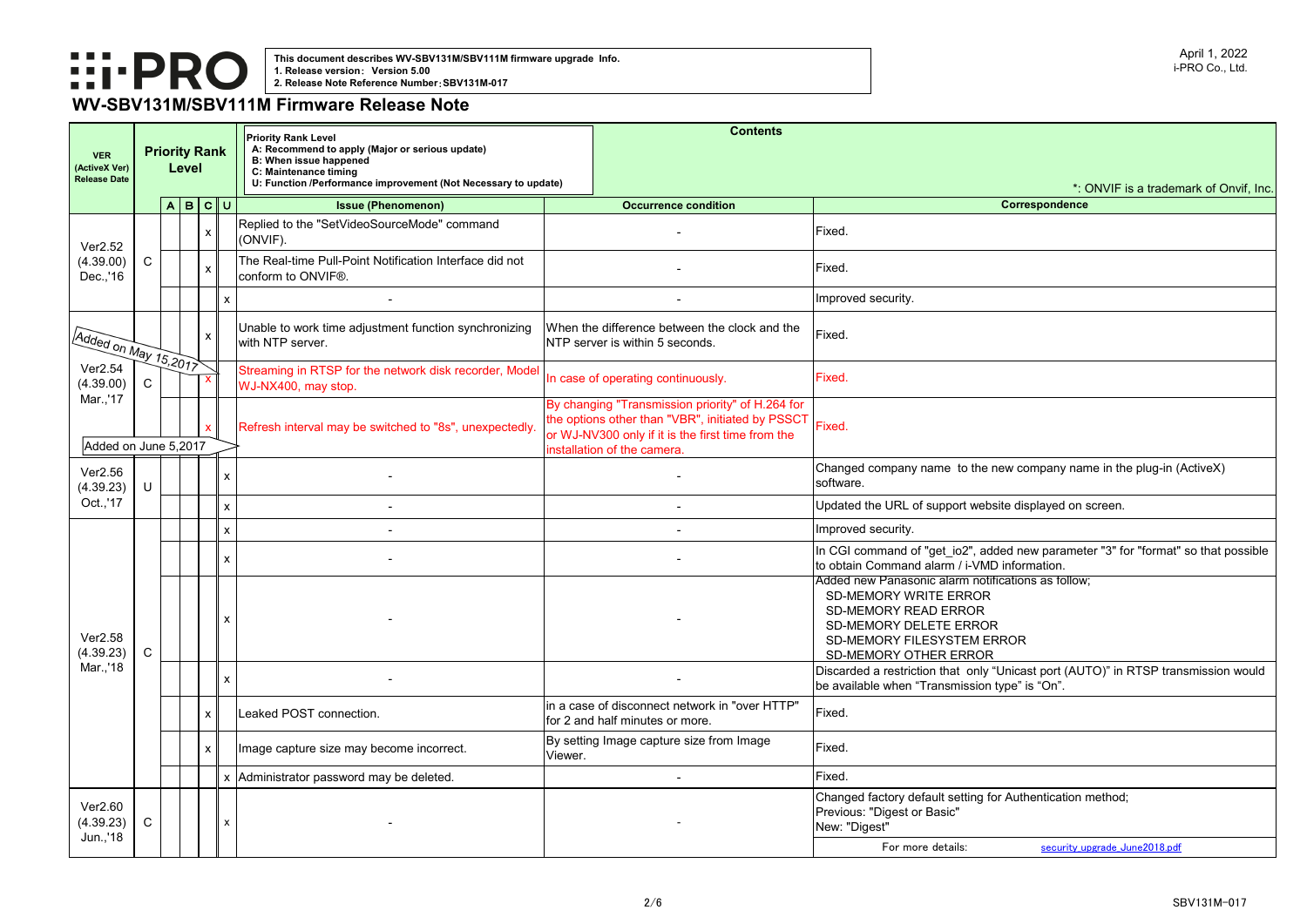This document describes WV-SBV131M/SBV111M firmware upgrade Info.
1. Release version: Version 5.00
2. Release Note Reference Number: SBV131M-017

April 1, 2022
i-PRO Co., Ltd.

# WV-SBV131M/SBV111M Firmware Release Note

Priority Rank Level
A: Recommend to apply (Major or serious update)
B: When issue happened
C: Maintenance timing
U: Function /Performance improvement (Not Necessary to update)

*: ONVIF is a trademark of Onvif, Inc.

| VER (ActiveX Ver) Release Date | Priority Rank Level | A | B | C | U | Issue (Phenomenon) | Occurrence condition | Correspondence |
|---|---|---|---|---|---|---|---|---|
| Ver2.52 (4.39.00) Dec.,'16 | C | | | x | | Replied to the "SetVideoSourceMode" command (ONVIF). | - | Fixed. |
| | | | | x | | The Real-time Pull-Point Notification Interface did not conform to ONVIF®. | - | Fixed. |
| | | | | | x | - | - | Improved security. |
| Ver2.54 (4.39.00) Mar.,'17 | C | | | x | | Unable to work time adjustment function synchronizing with NTP server. | When the difference between the clock and the NTP server is within 5 seconds. | Fixed. |
| Added on May 15,2017 | | | | x | | Streaming in RTSP for the network disk recorder, Model WJ-NX400, may stop. | In case of operating continuously. | Fixed. |
| Added on June 5,2017 | | | | x | | Refresh interval may be switched to "8s", unexpectedly. | By changing "Transmission priority" of H.264 for the options other than "VBR", initiated by PSSCT or WJ-NV300 only if it is the first time from the installation of the camera. | Fixed. |
| Ver2.56 (4.39.23) Oct.,'17 | U | | | | x | - | - | Changed company name to the new company name in the plug-in (ActiveX) software. |
| | | | | | x | - | - | Updated the URL of support website displayed on screen. |
| Ver2.58 (4.39.23) Mar.,'18 | C | | | | x | - | - | Improved security. |
| | | | | | x | - | - | In CGI command of "get_io2", added new parameter "3" for "format" so that possible to obtain Command alarm / i-VMD information. |
| | | | | | x | - | - | Added new Panasonic alarm notifications as follow;<br>SD-MEMORY WRITE ERROR<br>SD-MEMORY READ ERROR<br>SD-MEMORY DELETE ERROR<br>SD-MEMORY FILESYSTEM ERROR<br>SD-MEMORY OTHER ERROR |
| | | | | | x | - | - | Discarded a restriction that only "Unicast port (AUTO)" in RTSP transmission would be available when "Transmission type" is "On". |
| | | | | x | | Leaked POST connection. | in a case of disconnect network in "over HTTP" for 2 and half minutes or more. | Fixed. |
| | | | | x | | Image capture size may become incorrect. | By setting Image capture size from Image Viewer. | Fixed. |
| | | | | | x | Administrator password may be deleted. | - | Fixed. |
| Ver2.60 (4.39.23) Jun.,'18 | C | | | | x | - | - | Changed factory default setting for Authentication method;<br>Previous: "Digest or Basic"<br>New: "Digest"<br>For more details: security upgrade June2018.pdf |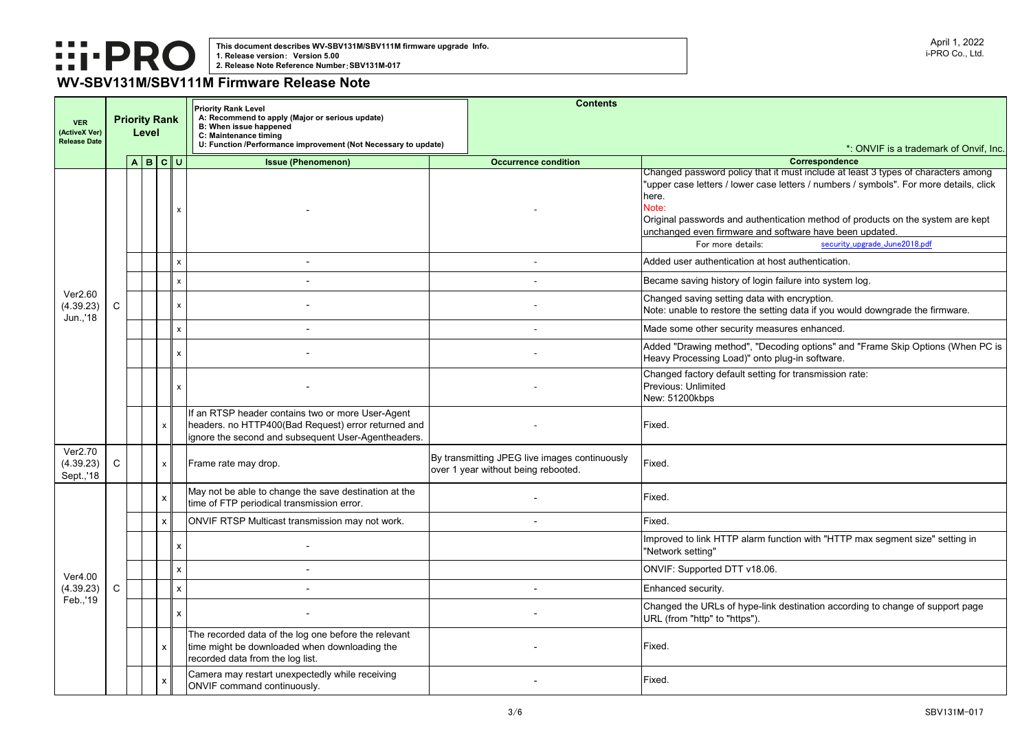**This document describes WV-SBV131M/SBV111M firmware upgrade Info.**
**1. Release version: Version 5.00**
**2. Release Note Reference Number：SBV131M-017**

April 1, 2022
i-PRO Co., Ltd.

## WV-SBV131M/SBV111M Firmware Release Note

Priority Rank Level
A: Recommend to apply (Major or serious update)
B: When issue happened
C: Maintenance timing
U: Function /Performance improvement (Not Necessary to update)

*: ONVIF is a trademark of Onvif, Inc.

| VER (ActiveX Ver) Release Date | Priority Rank Level | A | B | C | U | Issue (Phenomenon) | Occurrence condition | Correspondence |
|---|---|---|---|---|---|---|---|---|
| Ver2.60 (4.39.23) Jun.,'18 | C | | | | x | - | - | Changed password policy that it must include at least 3 types of characters among "upper case letters / lower case letters / numbers / symbols". For more details, click here.<br>Note:<br>Original passwords and authentication method of products on the system are kept unchanged even firmware and software have been updated.<br>For more details: security_upgrade_June2018.pdf |
| | | | | | x | - | - | Added user authentication at host authentication. |
| | | | | | x | - | - | Became saving history of login failure into system log. |
| | | | | | x | - | - | Changed saving setting data with encryption.<br>Note: unable to restore the setting data if you would downgrade the firmware. |
| | | | | | x | - | - | Made some other security measures enhanced. |
| | | | | | x | - | - | Added "Drawing method", "Decoding options" and "Frame Skip Options (When PC is Heavy Processing Load)" onto plug-in software. |
| | | | | | x | - | - | Changed factory default setting for transmission rate:<br>Previous: Unlimited<br>New: 51200kbps |
| | | | | x | | If an RTSP header contains two or more User-Agent headers. no HTTP400(Bad Request) error returned and ignore the second and subsequent User-Agentheaders. | - | Fixed. |
| Ver2.70 (4.39.23) Sept.,'18 | C | | | x | | Frame rate may drop. | By transmitting JPEG live images continuously over 1 year without being rebooted. | Fixed. |
| Ver4.00 (4.39.23) Feb.,'19 | C | | | x | | May not be able to change the save destination at the time of FTP periodical transmission error. | - | Fixed. |
| | | | | x | | ONVIF RTSP Multicast transmission may not work. | - | Fixed. |
| | | | | | x | - | | Improved to link HTTP alarm function with "HTTP max segment size" setting in "Network setting" |
| | | | | | x | - | | ONVIF: Supported DTT v18.06. |
| | | | | | x | - | - | Enhanced security. |
| | | | | | x | - | - | Changed the URLs of hype-link destination according to change of support page URL (from "http" to "https"). |
| | | | | x | | The recorded data of the log one before the relevant time might be downloaded when downloading the recorded data from the log list. | - | Fixed. |
| | | | | x | | Camera may restart unexpectedly while receiving ONVIF command continuously. | - | Fixed. |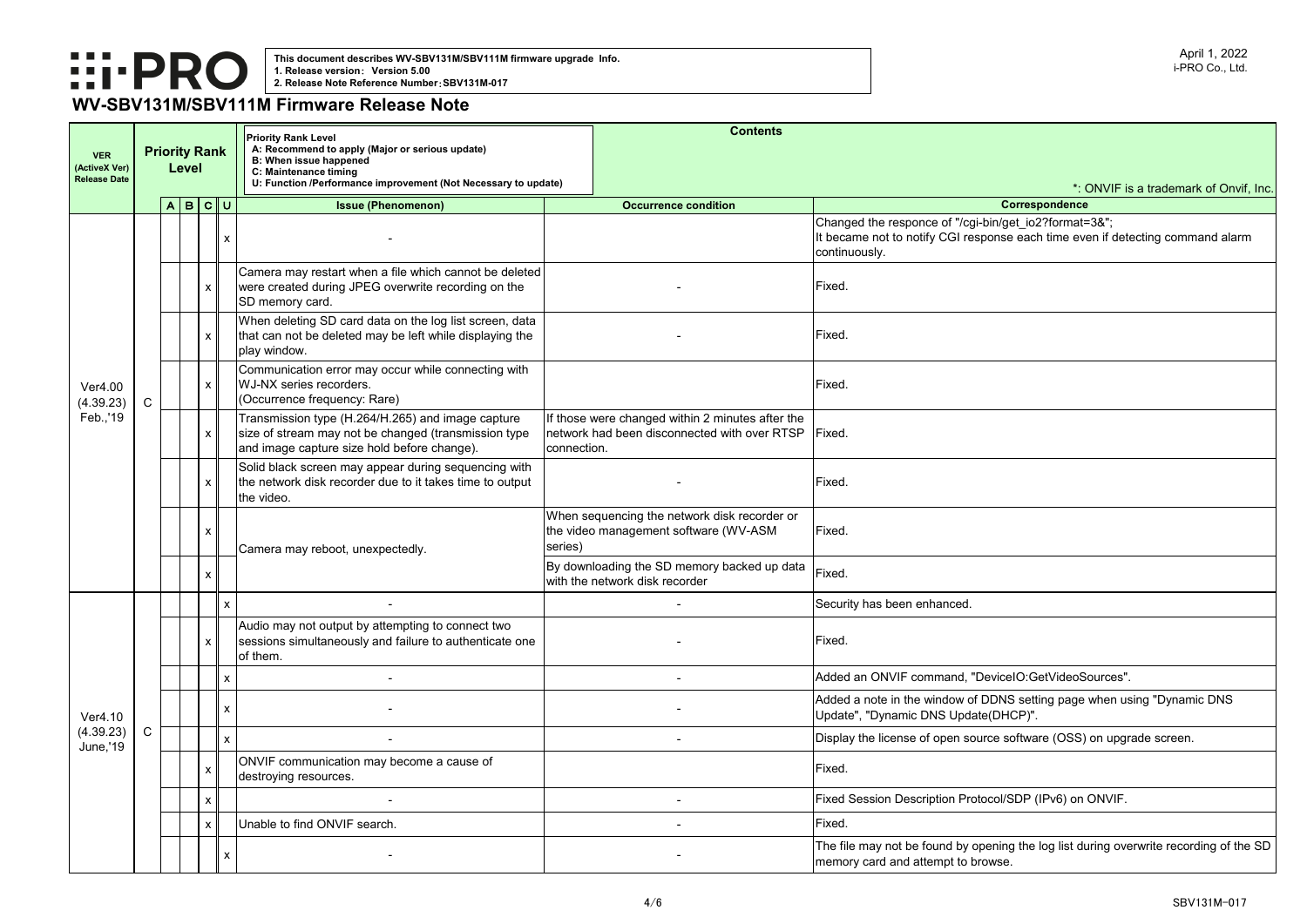This document describes WV-SBV131M/SBV111M firmware upgrade Info.
1. Release version: Version 5.00
2. Release Note Reference Number: SBV131M-017

April 1, 2022
i-PRO Co., Ltd.

## WV-SBV131M/SBV111M Firmware Release Note

**Priority Rank Level**
- A: Recommend to apply (Major or serious update)
- B: When issue happened
- C: Maintenance timing
- U: Function /Performance improvement (Not Necessary to update)

*: ONVIF is a trademark of Onvif, Inc.

| VER (ActiveX Ver) Release Date | Priority Rank Level | A | B | C | U | Issue (Phenomenon) | Occurrence condition | Correspondence |
|---|---|---|---|---|---|---|---|---|
| Ver4.00 (4.39.23) Feb.,'19 | C | | | | x | - | | Changed the responce of "/cgi-bin/get_io2?format=3&"; It became not to notify CGI response each time even if detecting command alarm continuously. |
| | | | | x | | Camera may restart when a file which cannot be deleted were created during JPEG overwrite recording on the SD memory card. | - | Fixed. |
| | | | | x | | When deleting SD card data on the log list screen, data that can not be deleted may be left while displaying the play window. | - | Fixed. |
| | | | | x | | Communication error may occur while connecting with WJ-NX series recorders. (Occurrence frequency: Rare) | | Fixed. |
| | | | | x | | Transmission type (H.264/H.265) and image capture size of stream may not be changed (transmission type and image capture size hold before change). | If those were changed within 2 minutes after the network had been disconnected with over RTSP connection. | Fixed. |
| | | | | x | | Solid black screen may appear during sequencing with the network disk recorder due to it takes time to output the video. | - | Fixed. |
| | | | | x | | Camera may reboot, unexpectedly. | When sequencing the network disk recorder or the video management software (WV-ASM series) | Fixed. |
| | | | | x | | | By downloading the SD memory backed up data with the network disk recorder | Fixed. |
| Ver4.10 (4.39.23) June,'19 | C | | | | x | - | - | Security has been enhanced. |
| | | | | x | | Audio may not output by attempting to connect two sessions simultaneously and failure to authenticate one of them. | - | Fixed. |
| | | | | | x | - | - | Added an ONVIF command, "DeviceIO:GetVideoSources". |
| | | | | | x | - | - | Added a note in the window of DDNS setting page when using "Dynamic DNS Update", "Dynamic DNS Update(DHCP)". |
| | | | | | x | - | - | Display the license of open source software (OSS) on upgrade screen. |
| | | | | x | | ONVIF communication may become a cause of destroying resources. | | Fixed. |
| | | | | x | | - | - | Fixed Session Description Protocol/SDP (IPv6) on ONVIF. |
| | | | | x | | Unable to find ONVIF search. | - | Fixed. |
| | | | | | x | - | - | The file may not be found by opening the log list during overwrite recording of the SD memory card and attempt to browse. |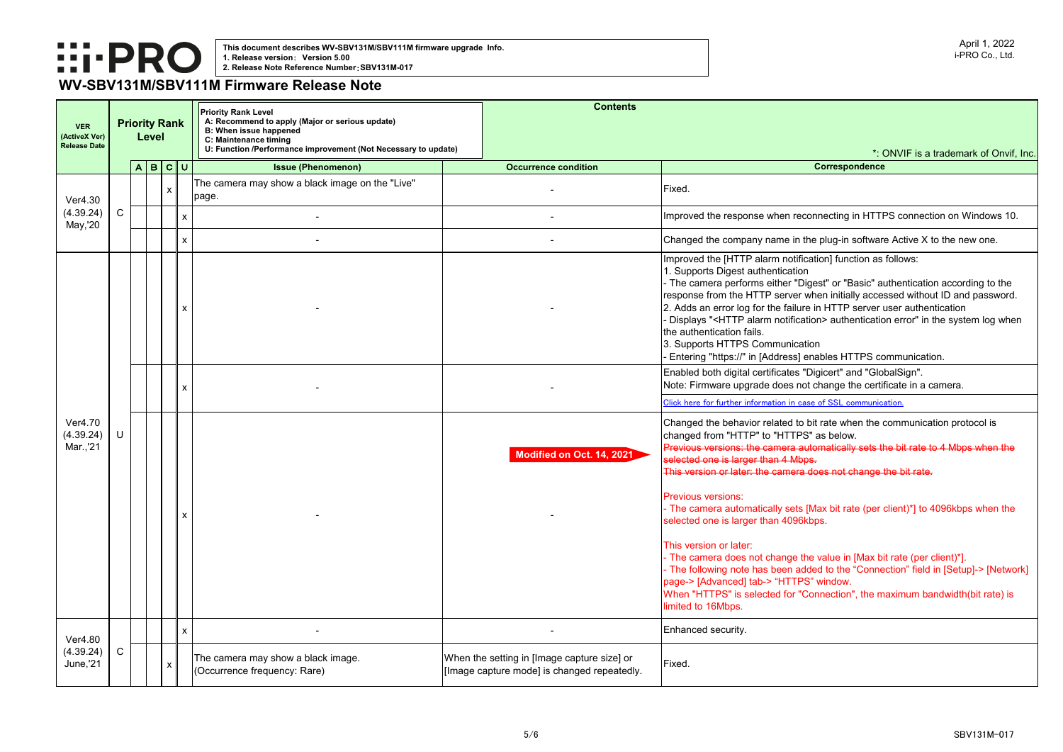This document describes WV-SBV131M/SBV111M firmware upgrade Info.
1. Release version: Version 5.00
2. Release Note Reference Number: SBV131M-017

April 1, 2022
i-PRO Co., Ltd.

# WV-SBV131M/SBV111M Firmware Release Note

Priority Rank Level
A: Recommend to apply (Major or serious update)
B: When issue happened
C: Maintenance timing
U: Function /Performance improvement (Not Necessary to update)

*: ONVIF is a trademark of Onvif, Inc.

| VER (ActiveX Ver) Release Date | Priority Rank Level | A | B | C | U | Issue (Phenomenon) | Occurrence condition | Correspondence |
|---|---|---|---|---|---|---|---|---|
| Ver4.30 (4.39.24) May,'20 | C | | | x | | The camera may show a black image on the "Live" page. | - | Fixed. |
| | | | | | x | - | - | Improved the response when reconnecting in HTTPS connection on Windows 10. |
| | | | | | x | - | - | Changed the company name in the plug-in software Active X to the new one. |
| Ver4.70 (4.39.24) Mar.,'21 | U | | | | x | - | - | Improved the [HTTP alarm notification] function as follows:<br>1. Supports Digest authentication<br>- The camera performs either "Digest" or "Basic" authentication according to the response from the HTTP server when initially accessed without ID and password.<br>2. Adds an error log for the failure in HTTP server user authentication<br>- Displays "<HTTP alarm notification> authentication error" in the system log when the authentication fails.<br>3. Supports HTTPS Communication<br>- Entering "https://" in [Address] enables HTTPS communication. |
| | | | | | x | - | - | Enabled both digital certificates "Digicert" and "GlobalSign".<br>Note: Firmware upgrade does not change the certificate in a camera.<br>Click here for further information in case of SSL communication. |
| | | | | | x | - | Modified on Oct. 14, 2021<br>- | Changed the behavior related to bit rate when the communication protocol is changed from "HTTP" to "HTTPS" as below.<br>~~Previous versions: the camera automatically sets the bit rate to 4 Mbps when the selected one is larger than 4 Mbps.~~<br>~~This version or later: the camera does not change the bit rate.~~<br><br>Previous versions:<br>- The camera automatically sets [Max bit rate (per client)*] to 4096kbps when the selected one is larger than 4096kbps.<br><br>This version or later:<br>- The camera does not change the value in [Max bit rate (per client)*].<br>- The following note has been added to the "Connection" field in [Setup]-> [Network] page-> [Advanced] tab-> "HTTPS" window.<br>When "HTTPS" is selected for "Connection", the maximum bandwidth(bit rate) is limited to 16Mbps. |
| Ver4.80 (4.39.24) June,'21 | C | | | | x | - | - | Enhanced security. |
| | | | | x | | The camera may show a black image.<br>(Occurrence frequency: Rare) | When the setting in [Image capture size] or [Image capture mode] is changed repeatedly. | Fixed. |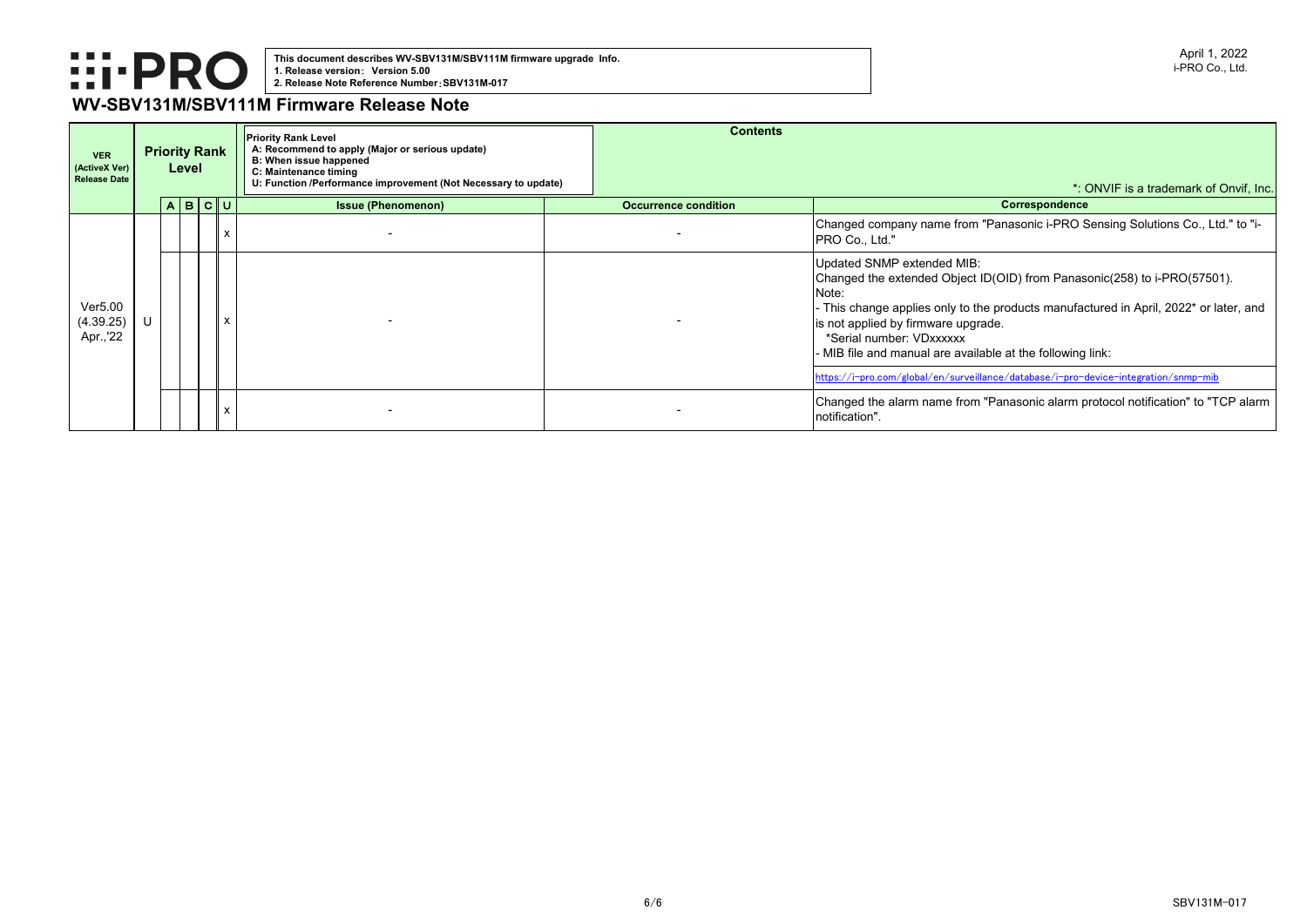This document describes WV-SBV131M/SBV111M firmware upgrade Info.
1. Release version： Version 5.00
2. Release Note Reference Number：SBV131M-017

April 1, 2022
i-PRO Co., Ltd.

# WV-SBV131M/SBV111M Firmware Release Note

**Priority Rank Level**
**A: Recommend to apply (Major or serious update)**
**B: When issue happened**
**C: Maintenance timing**
**U: Function /Performance improvement (Not Necessary to update)**

*: ONVIF is a trademark of Onvif, Inc.

| VER (ActiveX Ver) Release Date | Priority Rank Level | A | B | C | U | Issue (Phenomenon) | Occurrence condition | Correspondence |
|---|---|---|---|---|---|---|---|---|
| Ver5.00 (4.39.25) Apr.,'22 | U | | | | x | - | - | Changed company name from "Panasonic i-PRO Sensing Solutions Co., Ltd." to "i-PRO Co., Ltd." |
| | | | | | x | - | - | Updated SNMP extended MIB:<br>Changed the extended Object ID(OID) from Panasonic(258) to i-PRO(57501).<br>Note:<br>- This change applies only to the products manufactured in April, 2022* or later, and is not applied by firmware upgrade.<br>*Serial number: VDxxxxxx<br>- MIB file and manual are available at the following link:<br>https://i-pro.com/global/en/surveillance/database/i-pro-device-integration/snmp-mib |
| | | | | | x | - | - | Changed the alarm name from "Panasonic alarm protocol notification" to "TCP alarm notification". |